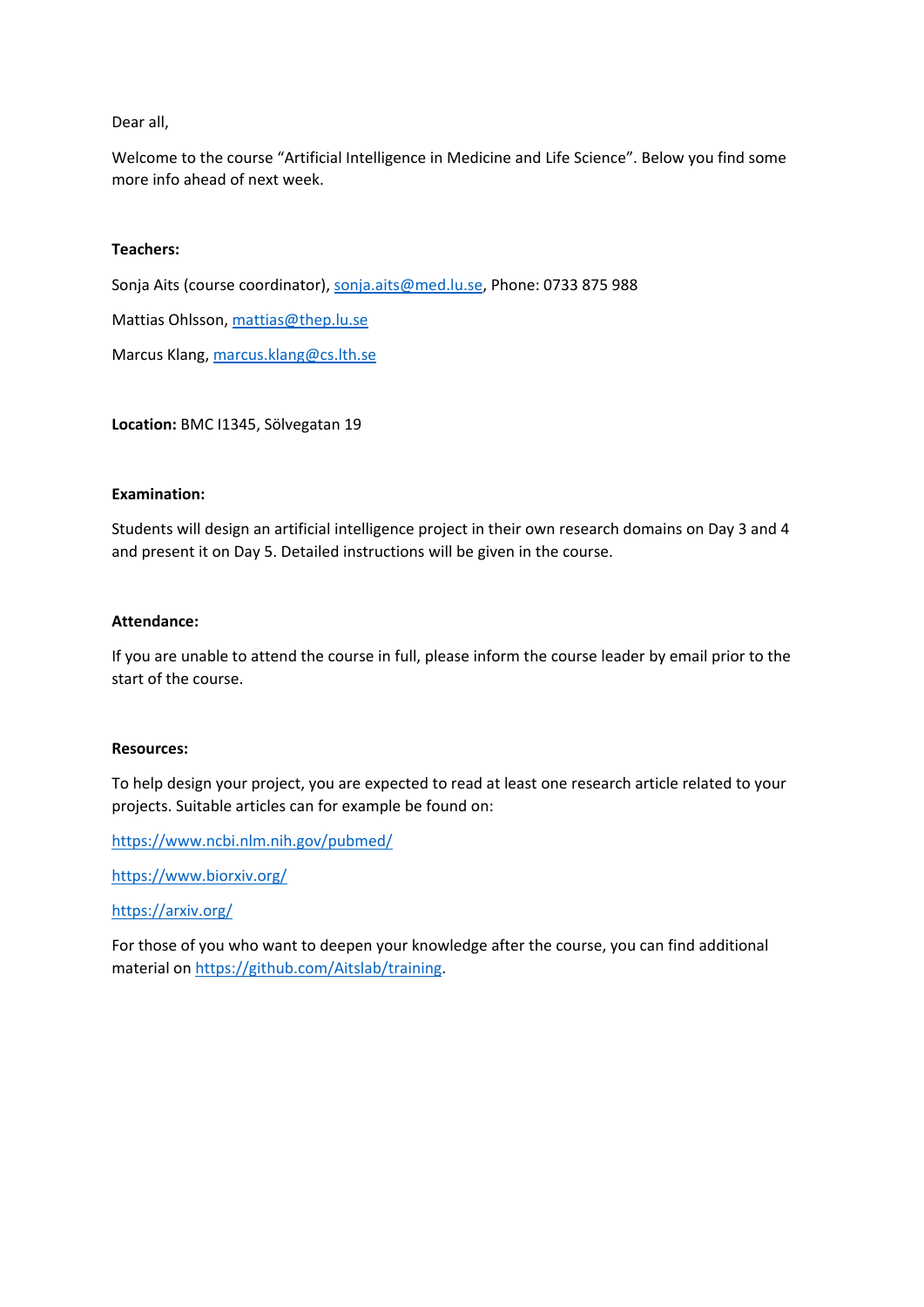Dear all,

Welcome to the course “Artificial Intelligence in Medicine and Life Science”. Below you find some more info ahead of next week.

**Teachers:**

Sonja Aits (course coordinator), sonja.aits@med.lu.se, Phone: 0733 875 988

Mattias Ohlsson, mattias@thep.lu.se

Marcus Klang, marcus.klang@cs.lth.se

**Location:** BMC I1345, Sölvegatan 19

**Examination:**

Students will design an artificial intelligence project in their own research domains on Day 3 and 4 and present it on Day 5. Detailed instructions will be given in the course.

**Attendance:**

If you are unable to attend the course in full, please inform the course leader by email prior to the start of the course.

**Resources:**

To help design your project, you are expected to read at least one research article related to your projects. Suitable articles can for example be found on:

https://www.ncbi.nlm.nih.gov/pubmed/

https://www.biorxiv.org/

https://arxiv.org/

For those of you who want to deepen your knowledge after the course, you can find additional material on https://github.com/Aitslab/training.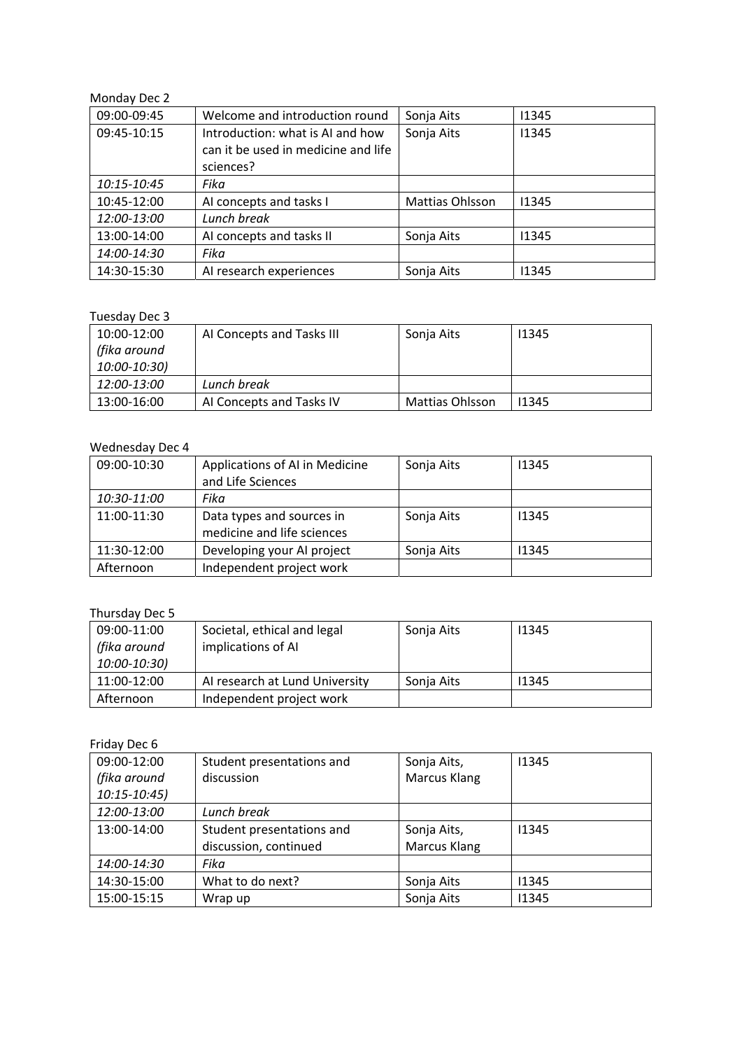Monday Dec 2

| | | | |
|---|---|---|---|
| 09:00-09:45 | Welcome and introduction round | Sonja Aits | I1345 |
| 09:45-10:15 | Introduction: what is AI and how can it be used in medicine and life sciences? | Sonja Aits | I1345 |
| *10:15-10:45* | *Fika* | | |
| 10:45-12:00 | AI concepts and tasks I | Mattias Ohlsson | I1345 |
| *12:00-13:00* | *Lunch break* | | |
| 13:00-14:00 | AI concepts and tasks II | Sonja Aits | I1345 |
| *14:00-14:30* | *Fika* | | |
| 14:30-15:30 | AI research experiences | Sonja Aits | I1345 |

Tuesday Dec 3

| | | | |
|---|---|---|---|
| 10:00-12:00 *(fika around 10:00-10:30)* | AI Concepts and Tasks III | Sonja Aits | I1345 |
| *12:00-13:00* | *Lunch break* | | |
| 13:00-16:00 | AI Concepts and Tasks IV | Mattias Ohlsson | I1345 |

Wednesday Dec 4

| | | | |
|---|---|---|---|
| 09:00-10:30 | Applications of AI in Medicine and Life Sciences | Sonja Aits | I1345 |
| *10:30-11:00* | *Fika* | | |
| 11:00-11:30 | Data types and sources in medicine and life sciences | Sonja Aits | I1345 |
| 11:30-12:00 | Developing your AI project | Sonja Aits | I1345 |
| Afternoon | Independent project work | | |

Thursday Dec 5

| | | | |
|---|---|---|---|
| 09:00-11:00 *(fika around 10:00-10:30)* | Societal, ethical and legal implications of AI | Sonja Aits | I1345 |
| 11:00-12:00 | AI research at Lund University | Sonja Aits | I1345 |
| Afternoon | Independent project work | | |

Friday Dec 6

| | | | |
|---|---|---|---|
| 09:00-12:00 *(fika around 10:15-10:45)* | Student presentations and discussion | Sonja Aits, Marcus Klang | I1345 |
| *12:00-13:00* | *Lunch break* | | |
| 13:00-14:00 | Student presentations and discussion, continued | Sonja Aits, Marcus Klang | I1345 |
| *14:00-14:30* | *Fika* | | |
| 14:30-15:00 | What to do next? | Sonja Aits | I1345 |
| 15:00-15:15 | Wrap up | Sonja Aits | I1345 |